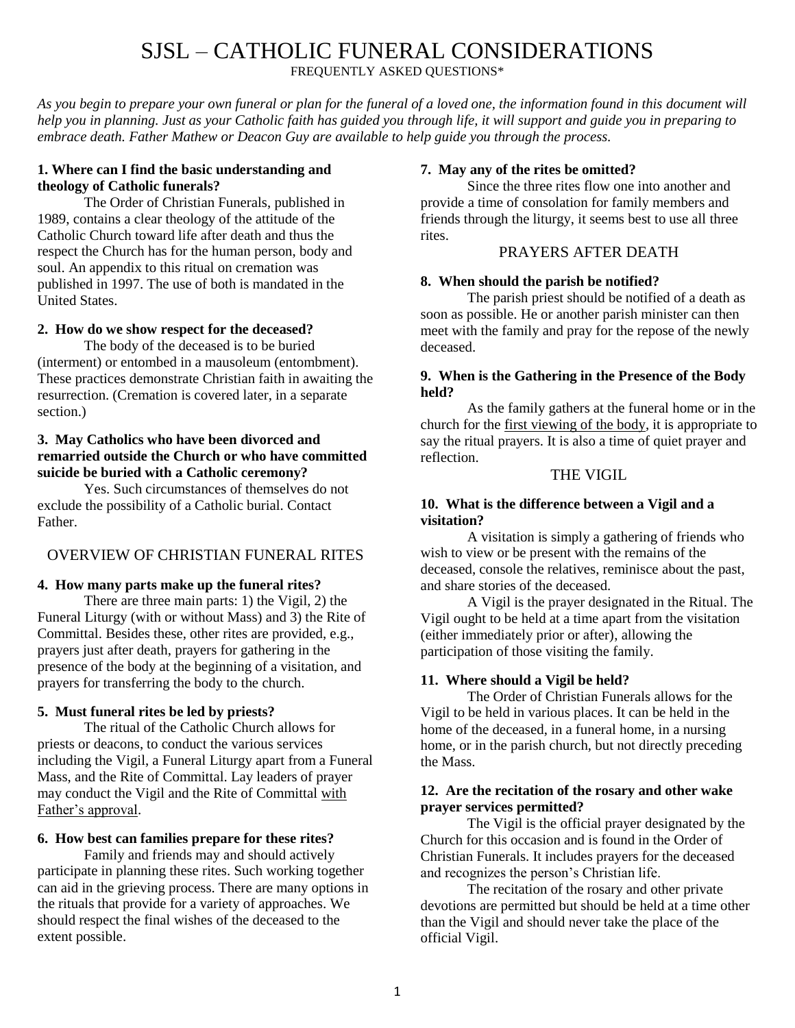# SJSL – CATHOLIC FUNERAL CONSIDERATIONS

FREQUENTLY ASKED QUESTIONS*

*As you begin to prepare your own funeral or plan for the funeral of a loved one, the information found in this document will help you in planning. Just as your Catholic faith has guided you through life, it will support and guide you in preparing to embrace death. Father Mathew or Deacon Guy are available to help guide you through the process.*

**1. Where can I find the basic understanding and theology of Catholic funerals?**

The Order of Christian Funerals, published in 1989, contains a clear theology of the attitude of the Catholic Church toward life after death and thus the respect the Church has for the human person, body and soul. An appendix to this ritual on cremation was published in 1997. The use of both is mandated in the United States.

**2. How do we show respect for the deceased?**

The body of the deceased is to be buried (interment) or entombed in a mausoleum (entombment). These practices demonstrate Christian faith in awaiting the resurrection. (Cremation is covered later, in a separate section.)

**3. May Catholics who have been divorced and remarried outside the Church or who have committed suicide be buried with a Catholic ceremony?**

Yes. Such circumstances of themselves do not exclude the possibility of a Catholic burial. Contact Father.

## OVERVIEW OF CHRISTIAN FUNERAL RITES

**4. How many parts make up the funeral rites?**

There are three main parts: 1) the Vigil, 2) the Funeral Liturgy (with or without Mass) and 3) the Rite of Committal. Besides these, other rites are provided, e.g., prayers just after death, prayers for gathering in the presence of the body at the beginning of a visitation, and prayers for transferring the body to the church.

**5. Must funeral rites be led by priests?**

The ritual of the Catholic Church allows for priests or deacons, to conduct the various services including the Vigil, a Funeral Liturgy apart from a Funeral Mass, and the Rite of Committal. Lay leaders of prayer may conduct the Vigil and the Rite of Committal with Father's approval.

**6. How best can families prepare for these rites?**

Family and friends may and should actively participate in planning these rites. Such working together can aid in the grieving process. There are many options in the rituals that provide for a variety of approaches. We should respect the final wishes of the deceased to the extent possible.

**7. May any of the rites be omitted?**

Since the three rites flow one into another and provide a time of consolation for family members and friends through the liturgy, it seems best to use all three rites.

## PRAYERS AFTER DEATH

**8. When should the parish be notified?**

The parish priest should be notified of a death as soon as possible. He or another parish minister can then meet with the family and pray for the repose of the newly deceased.

**9. When is the Gathering in the Presence of the Body held?**

As the family gathers at the funeral home or in the church for the first viewing of the body, it is appropriate to say the ritual prayers. It is also a time of quiet prayer and reflection.

## THE VIGIL

**10. What is the difference between a Vigil and a visitation?**

A visitation is simply a gathering of friends who wish to view or be present with the remains of the deceased, console the relatives, reminisce about the past, and share stories of the deceased.

A Vigil is the prayer designated in the Ritual. The Vigil ought to be held at a time apart from the visitation (either immediately prior or after), allowing the participation of those visiting the family.

**11. Where should a Vigil be held?**

The Order of Christian Funerals allows for the Vigil to be held in various places. It can be held in the home of the deceased, in a funeral home, in a nursing home, or in the parish church, but not directly preceding the Mass.

**12. Are the recitation of the rosary and other wake prayer services permitted?**

The Vigil is the official prayer designated by the Church for this occasion and is found in the Order of Christian Funerals. It includes prayers for the deceased and recognizes the person's Christian life.

The recitation of the rosary and other private devotions are permitted but should be held at a time other than the Vigil and should never take the place of the official Vigil.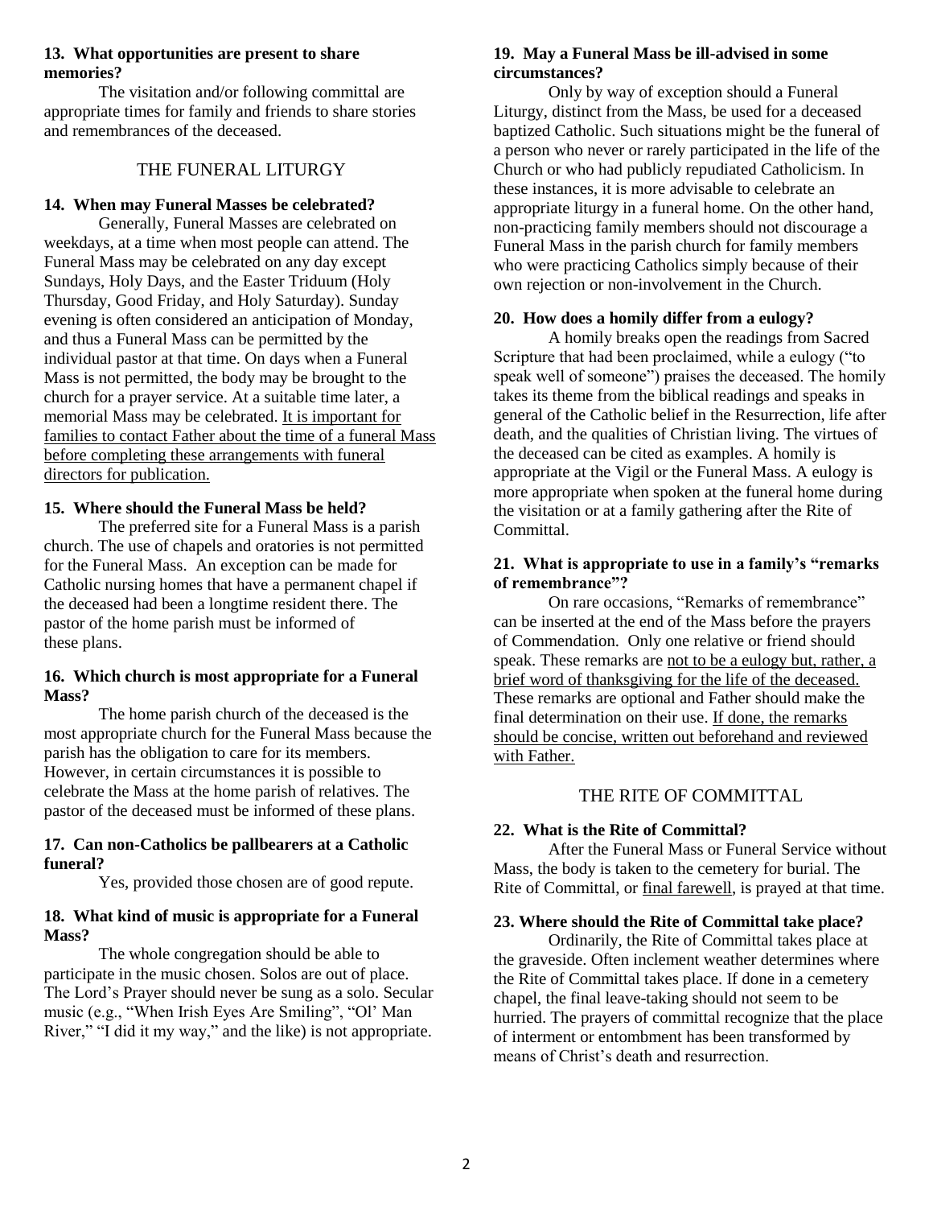**13. What opportunities are present to share memories?**

The visitation and/or following committal are appropriate times for family and friends to share stories and remembrances of the deceased.

## THE FUNERAL LITURGY

**14. When may Funeral Masses be celebrated?**

Generally, Funeral Masses are celebrated on weekdays, at a time when most people can attend. The Funeral Mass may be celebrated on any day except Sundays, Holy Days, and the Easter Triduum (Holy Thursday, Good Friday, and Holy Saturday). Sunday evening is often considered an anticipation of Monday, and thus a Funeral Mass can be permitted by the individual pastor at that time. On days when a Funeral Mass is not permitted, the body may be brought to the church for a prayer service. At a suitable time later, a memorial Mass may be celebrated. <u>It is important for families to contact Father about the time of a funeral Mass before completing these arrangements with funeral directors for publication.</u>

**15. Where should the Funeral Mass be held?**

The preferred site for a Funeral Mass is a parish church. The use of chapels and oratories is not permitted for the Funeral Mass. An exception can be made for Catholic nursing homes that have a permanent chapel if the deceased had been a longtime resident there. The pastor of the home parish must be informed of these plans.

**16. Which church is most appropriate for a Funeral Mass?**

The home parish church of the deceased is the most appropriate church for the Funeral Mass because the parish has the obligation to care for its members. However, in certain circumstances it is possible to celebrate the Mass at the home parish of relatives. The pastor of the deceased must be informed of these plans.

**17. Can non-Catholics be pallbearers at a Catholic funeral?**

Yes, provided those chosen are of good repute.

**18. What kind of music is appropriate for a Funeral Mass?**

The whole congregation should be able to participate in the music chosen. Solos are out of place. The Lord's Prayer should never be sung as a solo. Secular music (e.g., "When Irish Eyes Are Smiling", "Ol' Man River," "I did it my way," and the like) is not appropriate.

**19. May a Funeral Mass be ill-advised in some circumstances?**

Only by way of exception should a Funeral Liturgy, distinct from the Mass, be used for a deceased baptized Catholic. Such situations might be the funeral of a person who never or rarely participated in the life of the Church or who had publicly repudiated Catholicism. In these instances, it is more advisable to celebrate an appropriate liturgy in a funeral home. On the other hand, non-practicing family members should not discourage a Funeral Mass in the parish church for family members who were practicing Catholics simply because of their own rejection or non-involvement in the Church.

**20. How does a homily differ from a eulogy?**

A homily breaks open the readings from Sacred Scripture that had been proclaimed, while a eulogy ("to speak well of someone") praises the deceased. The homily takes its theme from the biblical readings and speaks in general of the Catholic belief in the Resurrection, life after death, and the qualities of Christian living. The virtues of the deceased can be cited as examples. A homily is appropriate at the Vigil or the Funeral Mass. A eulogy is more appropriate when spoken at the funeral home during the visitation or at a family gathering after the Rite of Committal.

**21. What is appropriate to use in a family's "remarks of remembrance"?**

On rare occasions, "Remarks of remembrance" can be inserted at the end of the Mass before the prayers of Commendation. Only one relative or friend should speak. These remarks are <u>not to be a eulogy but, rather, a brief word of thanksgiving for the life of the deceased.</u> These remarks are optional and Father should make the final determination on their use. <u>If done, the remarks should be concise, written out beforehand and reviewed with Father.</u>

## THE RITE OF COMMITTAL

**22. What is the Rite of Committal?**

After the Funeral Mass or Funeral Service without Mass, the body is taken to the cemetery for burial. The Rite of Committal, or <u>final farewell</u>, is prayed at that time.

**23. Where should the Rite of Committal take place?**

Ordinarily, the Rite of Committal takes place at the graveside. Often inclement weather determines where the Rite of Committal takes place. If done in a cemetery chapel, the final leave-taking should not seem to be hurried. The prayers of committal recognize that the place of interment or entombment has been transformed by means of Christ's death and resurrection.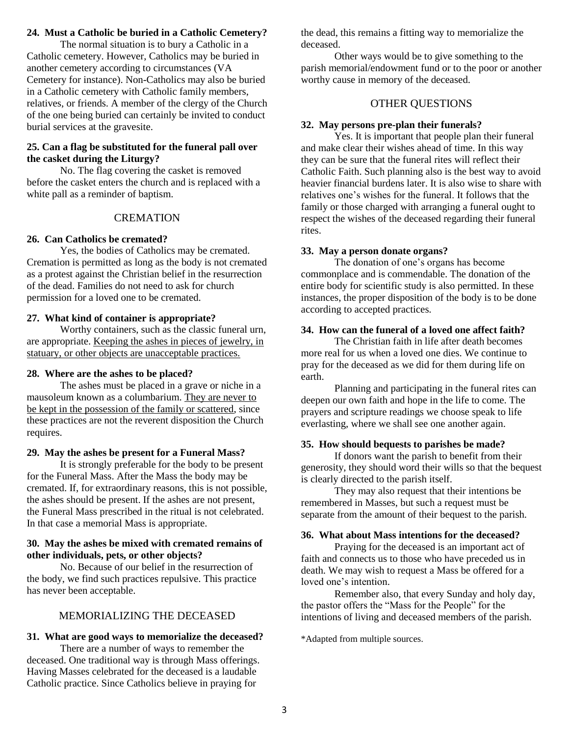**24. Must a Catholic be buried in a Catholic Cemetery?**

The normal situation is to bury a Catholic in a Catholic cemetery. However, Catholics may be buried in another cemetery according to circumstances (VA Cemetery for instance). Non-Catholics may also be buried in a Catholic cemetery with Catholic family members, relatives, or friends. A member of the clergy of the Church of the one being buried can certainly be invited to conduct burial services at the gravesite.

**25. Can a flag be substituted for the funeral pall over the casket during the Liturgy?**

No. The flag covering the casket is removed before the casket enters the church and is replaced with a white pall as a reminder of baptism.

## CREMATION

**26. Can Catholics be cremated?**

Yes, the bodies of Catholics may be cremated. Cremation is permitted as long as the body is not cremated as a protest against the Christian belief in the resurrection of the dead. Families do not need to ask for church permission for a loved one to be cremated.

**27. What kind of container is appropriate?**

Worthy containers, such as the classic funeral urn, are appropriate. <u>Keeping the ashes in pieces of jewelry, in statuary, or other objects are unacceptable practices.</u>

**28. Where are the ashes to be placed?**

The ashes must be placed in a grave or niche in a mausoleum known as a columbarium. <u>They are never to be kept in the possession of the family or scattered</u>, since these practices are not the reverent disposition the Church requires.

**29. May the ashes be present for a Funeral Mass?**

It is strongly preferable for the body to be present for the Funeral Mass. After the Mass the body may be cremated. If, for extraordinary reasons, this is not possible, the ashes should be present. If the ashes are not present, the Funeral Mass prescribed in the ritual is not celebrated. In that case a memorial Mass is appropriate.

**30. May the ashes be mixed with cremated remains of other individuals, pets, or other objects?**

No. Because of our belief in the resurrection of the body, we find such practices repulsive. This practice has never been acceptable.

## MEMORIALIZING THE DECEASED

**31. What are good ways to memorialize the deceased?**

There are a number of ways to remember the deceased. One traditional way is through Mass offerings. Having Masses celebrated for the deceased is a laudable Catholic practice. Since Catholics believe in praying for the dead, this remains a fitting way to memorialize the deceased.

Other ways would be to give something to the parish memorial/endowment fund or to the poor or another worthy cause in memory of the deceased.

## OTHER QUESTIONS

**32. May persons pre-plan their funerals?**

Yes. It is important that people plan their funeral and make clear their wishes ahead of time. In this way they can be sure that the funeral rites will reflect their Catholic Faith. Such planning also is the best way to avoid heavier financial burdens later. It is also wise to share with relatives one's wishes for the funeral. It follows that the family or those charged with arranging a funeral ought to respect the wishes of the deceased regarding their funeral rites.

**33. May a person donate organs?**

The donation of one's organs has become commonplace and is commendable. The donation of the entire body for scientific study is also permitted. In these instances, the proper disposition of the body is to be done according to accepted practices.

**34. How can the funeral of a loved one affect faith?**

The Christian faith in life after death becomes more real for us when a loved one dies. We continue to pray for the deceased as we did for them during life on earth.

Planning and participating in the funeral rites can deepen our own faith and hope in the life to come. The prayers and scripture readings we choose speak to life everlasting, where we shall see one another again.

**35. How should bequests to parishes be made?**

If donors want the parish to benefit from their generosity, they should word their wills so that the bequest is clearly directed to the parish itself.

They may also request that their intentions be remembered in Masses, but such a request must be separate from the amount of their bequest to the parish.

**36. What about Mass intentions for the deceased?**

Praying for the deceased is an important act of faith and connects us to those who have preceded us in death. We may wish to request a Mass be offered for a loved one's intention.

Remember also, that every Sunday and holy day, the pastor offers the "Mass for the People" for the intentions of living and deceased members of the parish.

*Adapted from multiple sources.